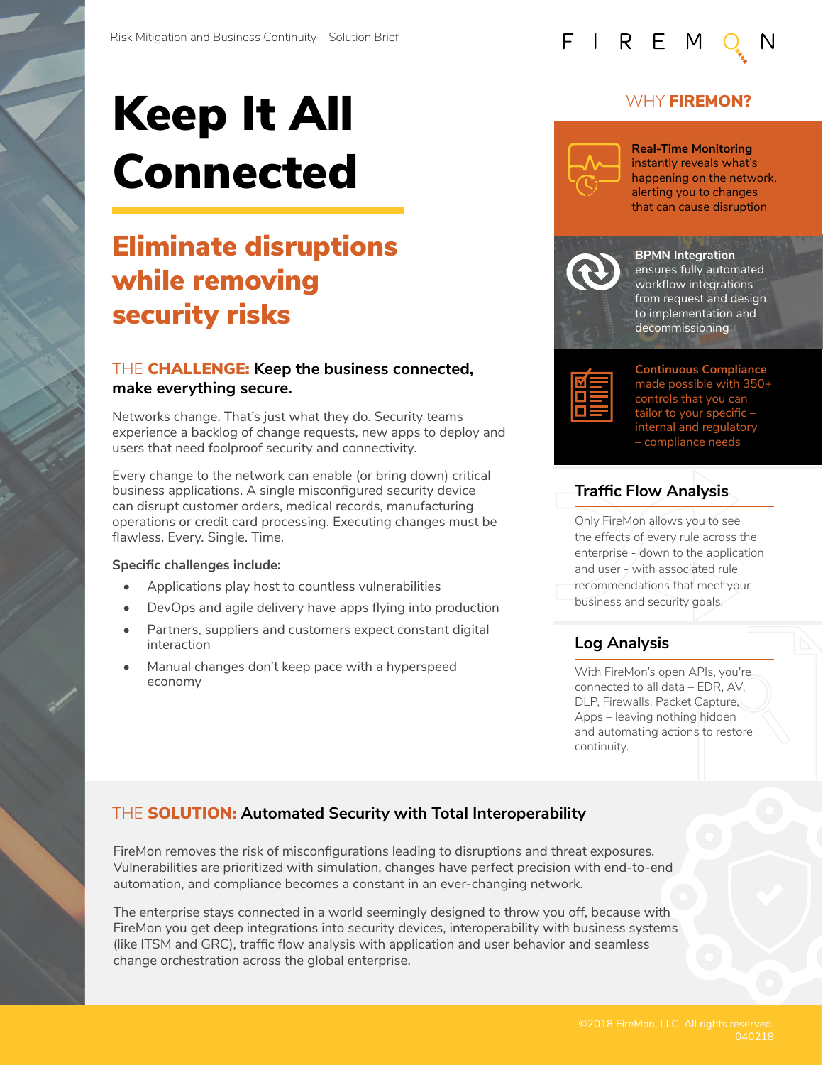Risk Mitigation and Business Continuity – Solution Brief

# Keep It All Connected

## Eliminate disruptions while removing security risks

### THE **CHALLENGE:** Keep the business connected, make everything secure.

Networks change. That's just what they do. Security teams experience a backlog of change requests, new apps to deploy and users that need foolproof security and connectivity.

Every change to the network can enable (or bring down) critical business applications. A single misconfigured security device can disrupt customer orders, medical records, manufacturing operations or credit card processing. Executing changes must be flawless. Every. Single. Time.

**Specific challenges include:**

- Applications play host to countless vulnerabilities
- DevOps and agile delivery have apps flying into production
- Partners, suppliers and customers expect constant digital interaction
- Manual changes don't keep pace with a hyperspeed economy

## WHY **FIREMON?**

**Real-Time Monitoring** instantly reveals what's happening on the network, alerting you to changes that can cause disruption

**BPMN Integration** ensures fully automated workflow integrations from request and design to implementation and decommissioning

**Continuous Compliance** made possible with 350+ controls that you can tailor to your specific – internal and regulatory – compliance needs

### Traffic Flow Analysis

Only FireMon allows you to see the effects of every rule across the enterprise - down to the application and user - with associated rule recommendations that meet your business and security goals.

### Log Analysis

With FireMon's open APIs, you're connected to all data – EDR, AV, DLP, Firewalls, Packet Capture, Apps – leaving nothing hidden and automating actions to restore continuity.

### THE **SOLUTION:** Automated Security with Total Interoperability

FireMon removes the risk of misconfigurations leading to disruptions and threat exposures. Vulnerabilities are prioritized with simulation, changes have perfect precision with end-to-end automation, and compliance becomes a constant in an ever-changing network.

The enterprise stays connected in a world seemingly designed to throw you off, because with FireMon you get deep integrations into security devices, interoperability with business systems (like ITSM and GRC), traffic flow analysis with application and user behavior and seamless change orchestration across the global enterprise.

©2018 FireMon, LLC. All rights reserved.
040218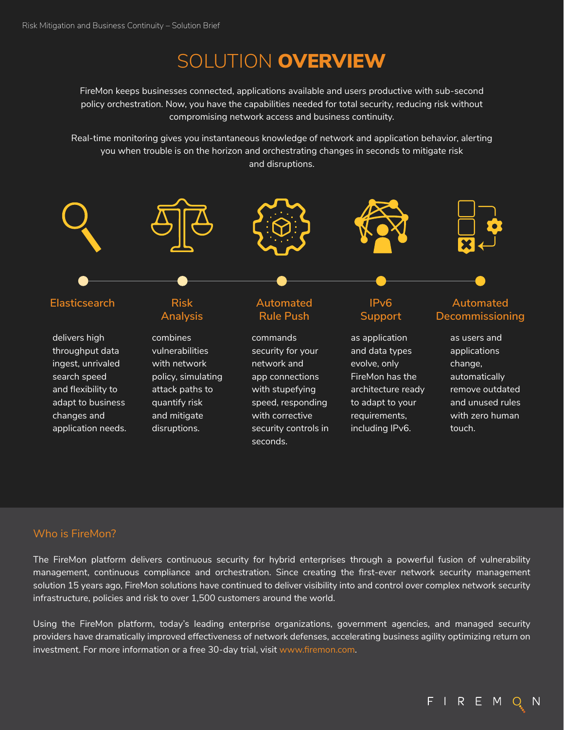# SOLUTION **OVERVIEW**

FireMon keeps businesses connected, applications available and users productive with sub-second policy orchestration. Now, you have the capabilities needed for total security, reducing risk without compromising network access and business continuity.

Real-time monitoring gives you instantaneous knowledge of network and application behavior, alerting you when trouble is on the horizon and orchestrating changes in seconds to mitigate risk and disruptions.

### Elasticsearch

delivers high throughput data ingest, unrivaled search speed and flexibility to adapt to business changes and application needs.

### Risk Analysis

combines vulnerabilities with network policy, simulating attack paths to quantify risk and mitigate disruptions.

### Automated Rule Push

commands security for your network and app connections with stupefying speed, responding with corrective security controls in seconds.

### IPv6 Support

as application and data types evolve, only FireMon has the architecture ready to adapt to your requirements, including IPv6.

### Automated Decommissioning

as users and applications change, automatically remove outdated and unused rules with zero human touch.

## Who is FireMon?

The FireMon platform delivers continuous security for hybrid enterprises through a powerful fusion of vulnerability management, continuous compliance and orchestration. Since creating the first-ever network security management solution 15 years ago, FireMon solutions have continued to deliver visibility into and control over complex network security infrastructure, policies and risk to over 1,500 customers around the world.

Using the FireMon platform, today's leading enterprise organizations, government agencies, and managed security providers have dramatically improved effectiveness of network defenses, accelerating business agility optimizing return on investment. For more information or a free 30-day trial, visit www.firemon.com.

FIREMON